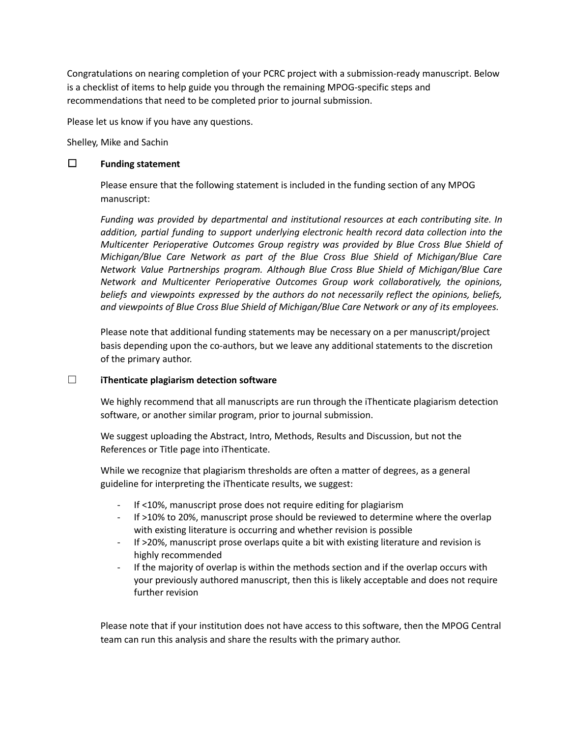Congratulations on nearing completion of your PCRC project with a submission-ready manuscript. Below is a checklist of items to help guide you through the remaining MPOG-specific steps and recommendations that need to be completed prior to journal submission.

Please let us know if you have any questions.

Shelley, Mike and Sachin

☐ **Funding statement**

Please ensure that the following statement is included in the funding section of any MPOG manuscript:

*Funding was provided by departmental and institutional resources at each contributing site. In addition, partial funding to support underlying electronic health record data collection into the Multicenter Perioperative Outcomes Group registry was provided by Blue Cross Blue Shield of Michigan/Blue Care Network as part of the Blue Cross Blue Shield of Michigan/Blue Care Network Value Partnerships program. Although Blue Cross Blue Shield of Michigan/Blue Care Network and Multicenter Perioperative Outcomes Group work collaboratively, the opinions, beliefs and viewpoints expressed by the authors do not necessarily reflect the opinions, beliefs, and viewpoints of Blue Cross Blue Shield of Michigan/Blue Care Network or any of its employees.*

Please note that additional funding statements may be necessary on a per manuscript/project basis depending upon the co-authors, but we leave any additional statements to the discretion of the primary author.

☐ **iThenticate plagiarism detection software**

We highly recommend that all manuscripts are run through the iThenticate plagiarism detection software, or another similar program, prior to journal submission.

We suggest uploading the Abstract, Intro, Methods, Results and Discussion, but not the References or Title page into iThenticate.

While we recognize that plagiarism thresholds are often a matter of degrees, as a general guideline for interpreting the iThenticate results, we suggest:

- If <10%, manuscript prose does not require editing for plagiarism
- If >10% to 20%, manuscript prose should be reviewed to determine where the overlap with existing literature is occurring and whether revision is possible
- If >20%, manuscript prose overlaps quite a bit with existing literature and revision is highly recommended
- If the majority of overlap is within the methods section and if the overlap occurs with your previously authored manuscript, then this is likely acceptable and does not require further revision

Please note that if your institution does not have access to this software, then the MPOG Central team can run this analysis and share the results with the primary author.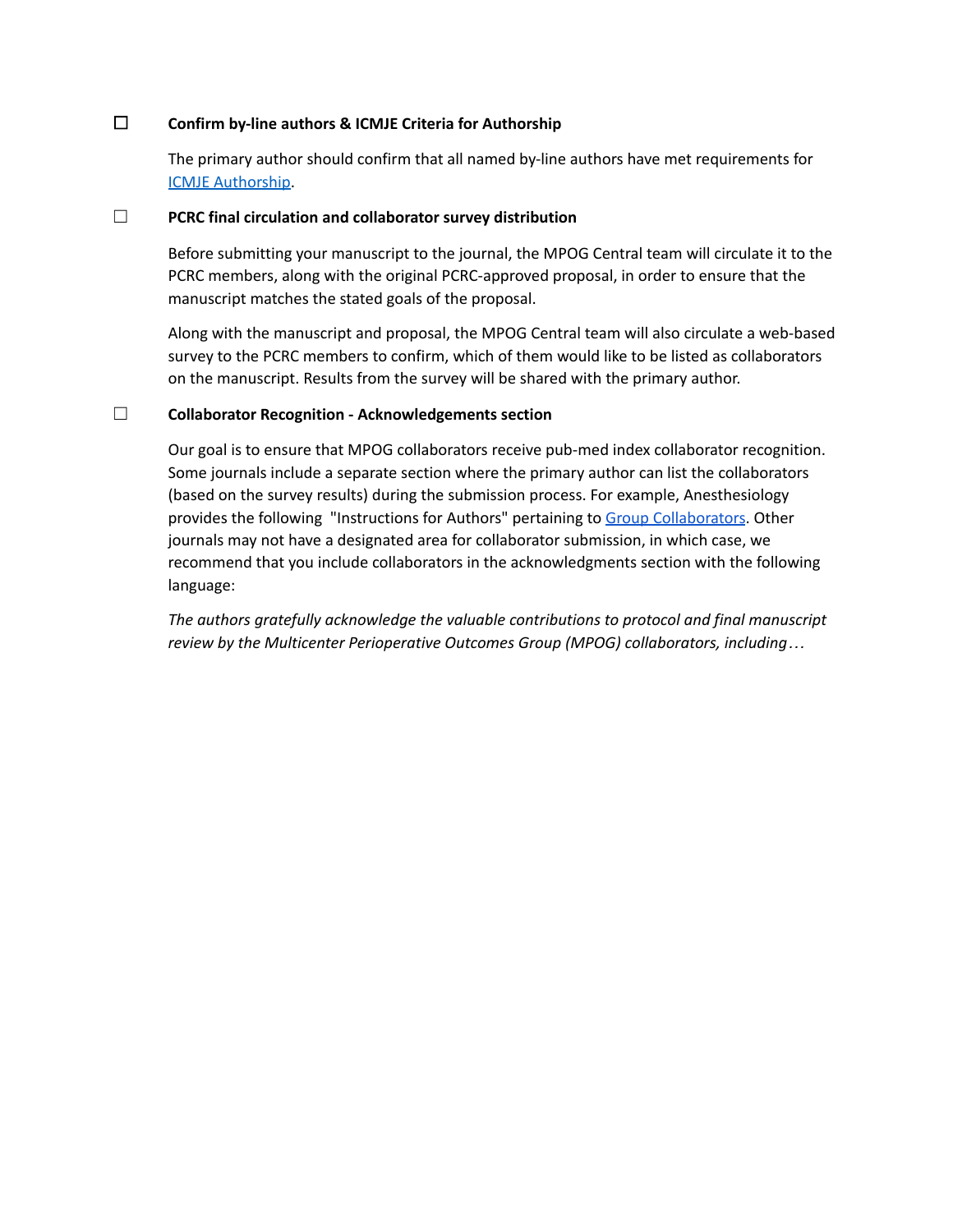☐ **Confirm by-line authors & ICMJE Criteria for Authorship**

The primary author should confirm that all named by-line authors have met requirements for ICMJE Authorship.

☐ **PCRC final circulation and collaborator survey distribution**

Before submitting your manuscript to the journal, the MPOG Central team will circulate it to the PCRC members, along with the original PCRC-approved proposal, in order to ensure that the manuscript matches the stated goals of the proposal.

Along with the manuscript and proposal, the MPOG Central team will also circulate a web-based survey to the PCRC members to confirm, which of them would like to be listed as collaborators on the manuscript. Results from the survey will be shared with the primary author.

☐ **Collaborator Recognition - Acknowledgements section**

Our goal is to ensure that MPOG collaborators receive pub-med index collaborator recognition. Some journals include a separate section where the primary author can list the collaborators (based on the survey results) during the submission process. For example, Anesthesiology provides the following "Instructions for Authors" pertaining to Group Collaborators. Other journals may not have a designated area for collaborator submission, in which case, we recommend that you include collaborators in the acknowledgments section with the following language:

*The authors gratefully acknowledge the valuable contributions to protocol and final manuscript review by the Multicenter Perioperative Outcomes Group (MPOG) collaborators, including…*